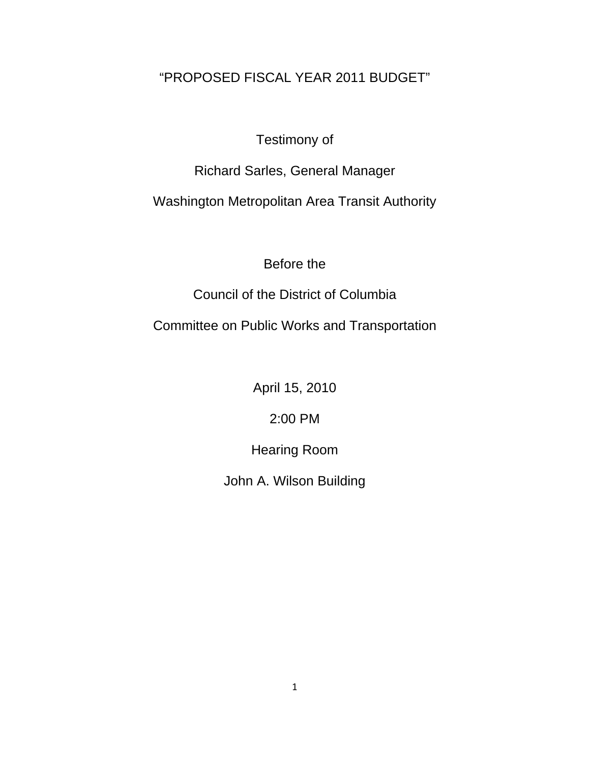# "PROPOSED FISCAL YEAR 2011 BUDGET"

Testimony of

Richard Sarles, General Manager

Washington Metropolitan Area Transit Authority

Before the

Council of the District of Columbia

Committee on Public Works and Transportation

April 15, 2010

2:00 PM

Hearing Room

John A. Wilson Building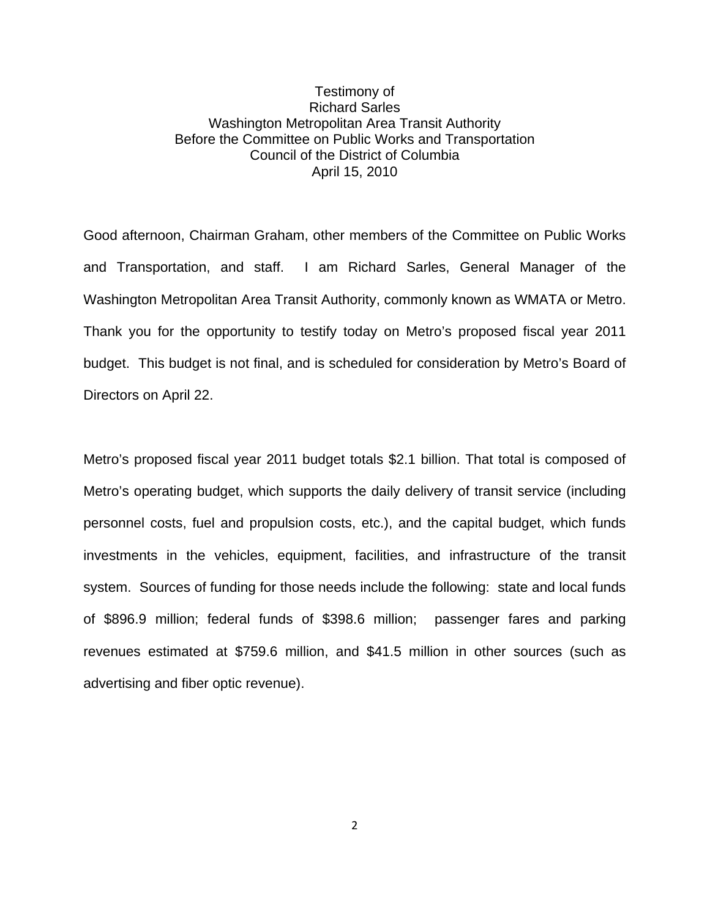Testimony of
Richard Sarles
Washington Metropolitan Area Transit Authority
Before the Committee on Public Works and Transportation
Council of the District of Columbia
April 15, 2010

Good afternoon, Chairman Graham, other members of the Committee on Public Works and Transportation, and staff. I am Richard Sarles, General Manager of the Washington Metropolitan Area Transit Authority, commonly known as WMATA or Metro. Thank you for the opportunity to testify today on Metro's proposed fiscal year 2011 budget. This budget is not final, and is scheduled for consideration by Metro's Board of Directors on April 22.

Metro's proposed fiscal year 2011 budget totals $2.1 billion. That total is composed of Metro's operating budget, which supports the daily delivery of transit service (including personnel costs, fuel and propulsion costs, etc.), and the capital budget, which funds investments in the vehicles, equipment, facilities, and infrastructure of the transit system. Sources of funding for those needs include the following: state and local funds of $896.9 million; federal funds of $398.6 million; passenger fares and parking revenues estimated at $759.6 million, and $41.5 million in other sources (such as advertising and fiber optic revenue).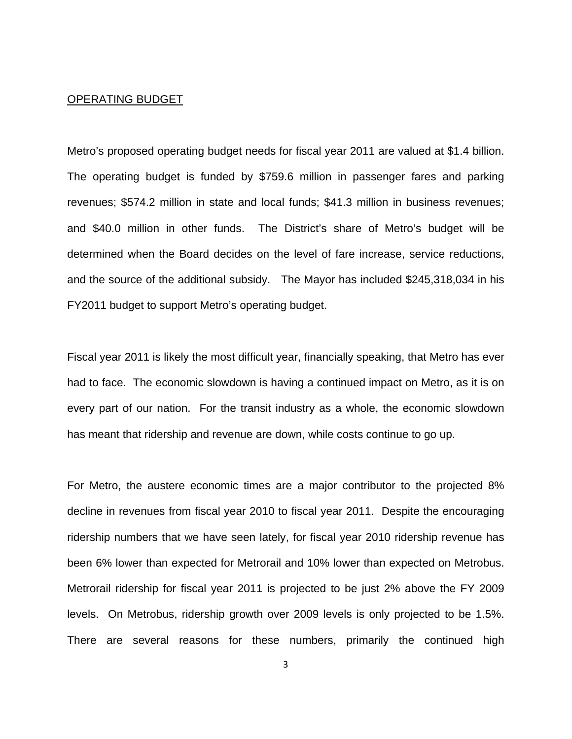<u>OPERATING BUDGET</u>

Metro's proposed operating budget needs for fiscal year 2011 are valued at $1.4 billion. The operating budget is funded by $759.6 million in passenger fares and parking revenues; $574.2 million in state and local funds; $41.3 million in business revenues; and $40.0 million in other funds. The District's share of Metro's budget will be determined when the Board decides on the level of fare increase, service reductions, and the source of the additional subsidy. The Mayor has included $245,318,034 in his FY2011 budget to support Metro's operating budget.

Fiscal year 2011 is likely the most difficult year, financially speaking, that Metro has ever had to face. The economic slowdown is having a continued impact on Metro, as it is on every part of our nation. For the transit industry as a whole, the economic slowdown has meant that ridership and revenue are down, while costs continue to go up.

For Metro, the austere economic times are a major contributor to the projected 8% decline in revenues from fiscal year 2010 to fiscal year 2011. Despite the encouraging ridership numbers that we have seen lately, for fiscal year 2010 ridership revenue has been 6% lower than expected for Metrorail and 10% lower than expected on Metrobus. Metrorail ridership for fiscal year 2011 is projected to be just 2% above the FY 2009 levels. On Metrobus, ridership growth over 2009 levels is only projected to be 1.5%. There are several reasons for these numbers, primarily the continued high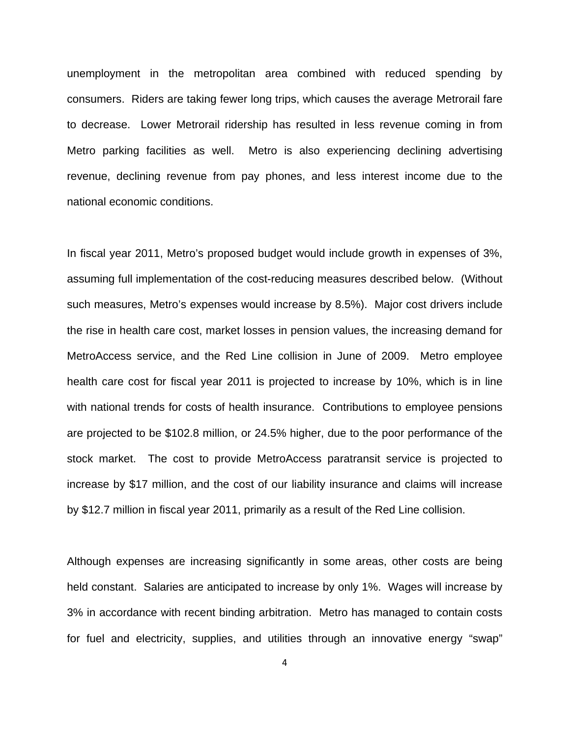unemployment in the metropolitan area combined with reduced spending by consumers. Riders are taking fewer long trips, which causes the average Metrorail fare to decrease. Lower Metrorail ridership has resulted in less revenue coming in from Metro parking facilities as well. Metro is also experiencing declining advertising revenue, declining revenue from pay phones, and less interest income due to the national economic conditions.

In fiscal year 2011, Metro's proposed budget would include growth in expenses of 3%, assuming full implementation of the cost-reducing measures described below. (Without such measures, Metro's expenses would increase by 8.5%). Major cost drivers include the rise in health care cost, market losses in pension values, the increasing demand for MetroAccess service, and the Red Line collision in June of 2009. Metro employee health care cost for fiscal year 2011 is projected to increase by 10%, which is in line with national trends for costs of health insurance. Contributions to employee pensions are projected to be $102.8 million, or 24.5% higher, due to the poor performance of the stock market. The cost to provide MetroAccess paratransit service is projected to increase by $17 million, and the cost of our liability insurance and claims will increase by $12.7 million in fiscal year 2011, primarily as a result of the Red Line collision.

Although expenses are increasing significantly in some areas, other costs are being held constant. Salaries are anticipated to increase by only 1%. Wages will increase by 3% in accordance with recent binding arbitration. Metro has managed to contain costs for fuel and electricity, supplies, and utilities through an innovative energy "swap"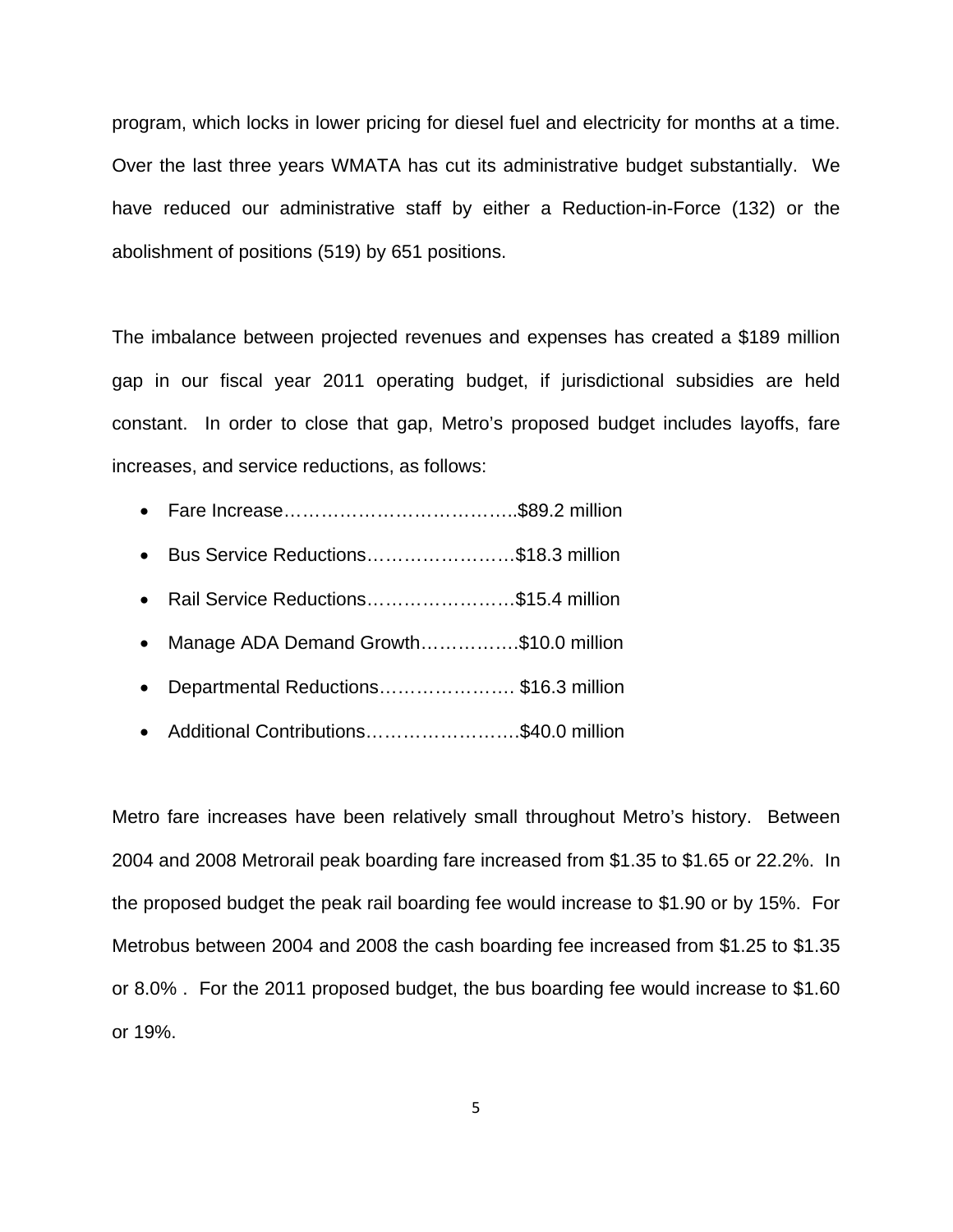program, which locks in lower pricing for diesel fuel and electricity for months at a time. Over the last three years WMATA has cut its administrative budget substantially. We have reduced our administrative staff by either a Reduction-in-Force (132) or the abolishment of positions (519) by 651 positions.

The imbalance between projected revenues and expenses has created a $189 million gap in our fiscal year 2011 operating budget, if jurisdictional subsidies are held constant. In order to close that gap, Metro's proposed budget includes layoffs, fare increases, and service reductions, as follows:

- Fare Increase………………………………..$89.2 million
- Bus Service Reductions……………………$18.3 million
- Rail Service Reductions……………………$15.4 million
- Manage ADA Demand Growth…………….$10.0 million
- Departmental Reductions…………………. $16.3 million
- Additional Contributions…………………….$40.0 million

Metro fare increases have been relatively small throughout Metro's history. Between 2004 and 2008 Metrorail peak boarding fare increased from $1.35 to $1.65 or 22.2%. In the proposed budget the peak rail boarding fee would increase to $1.90 or by 15%. For Metrobus between 2004 and 2008 the cash boarding fee increased from $1.25 to $1.35 or 8.0% . For the 2011 proposed budget, the bus boarding fee would increase to $1.60 or 19%.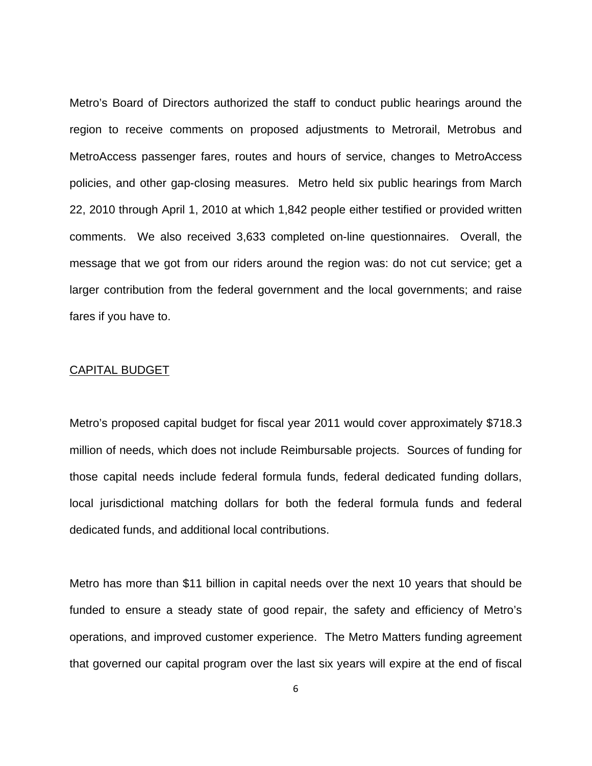Metro's Board of Directors authorized the staff to conduct public hearings around the region to receive comments on proposed adjustments to Metrorail, Metrobus and MetroAccess passenger fares, routes and hours of service, changes to MetroAccess policies, and other gap-closing measures. Metro held six public hearings from March 22, 2010 through April 1, 2010 at which 1,842 people either testified or provided written comments. We also received 3,633 completed on-line questionnaires. Overall, the message that we got from our riders around the region was: do not cut service; get a larger contribution from the federal government and the local governments; and raise fares if you have to.

## CAPITAL BUDGET

Metro's proposed capital budget for fiscal year 2011 would cover approximately $718.3 million of needs, which does not include Reimbursable projects. Sources of funding for those capital needs include federal formula funds, federal dedicated funding dollars, local jurisdictional matching dollars for both the federal formula funds and federal dedicated funds, and additional local contributions.

Metro has more than $11 billion in capital needs over the next 10 years that should be funded to ensure a steady state of good repair, the safety and efficiency of Metro's operations, and improved customer experience. The Metro Matters funding agreement that governed our capital program over the last six years will expire at the end of fiscal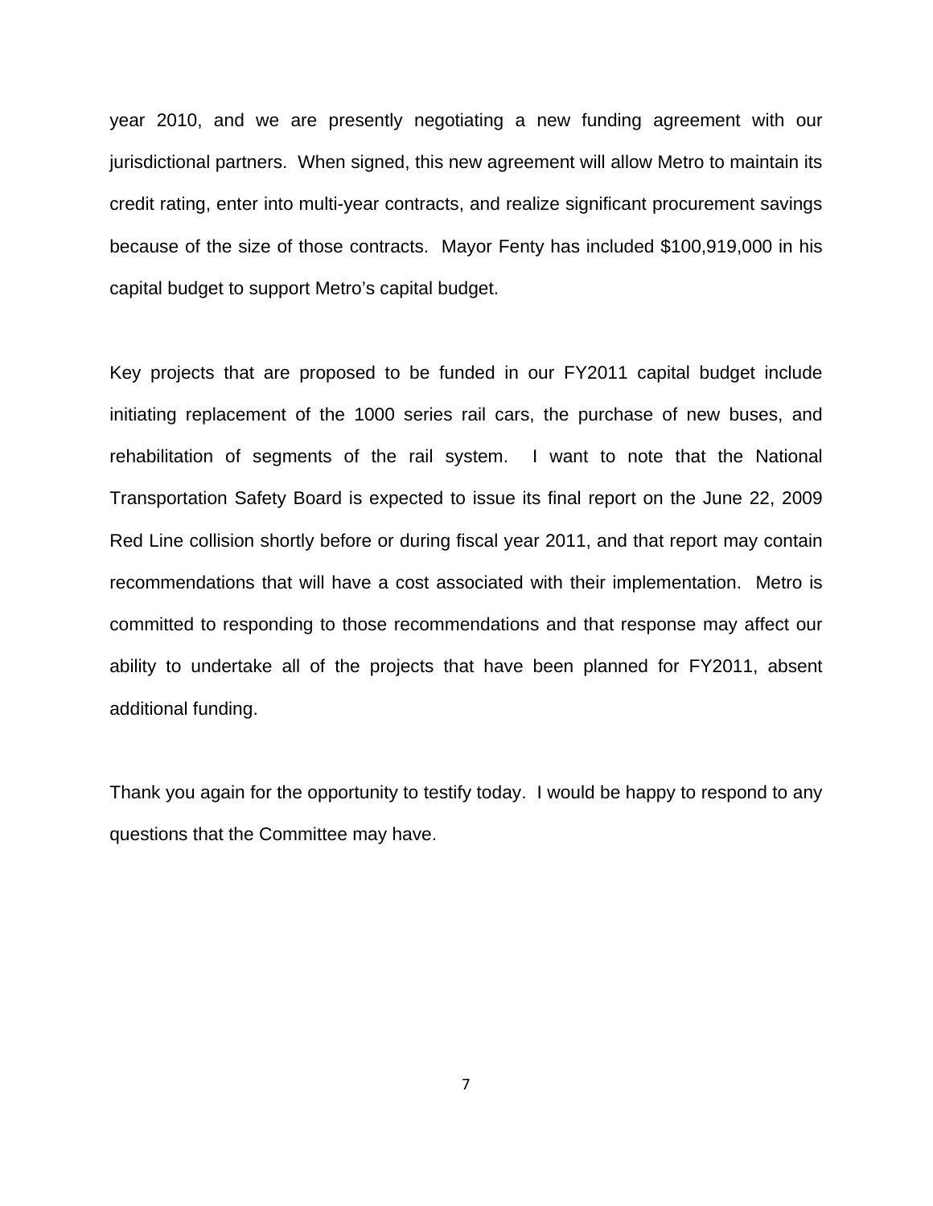year 2010, and we are presently negotiating a new funding agreement with our jurisdictional partners. When signed, this new agreement will allow Metro to maintain its credit rating, enter into multi-year contracts, and realize significant procurement savings because of the size of those contracts. Mayor Fenty has included $100,919,000 in his capital budget to support Metro's capital budget.

Key projects that are proposed to be funded in our FY2011 capital budget include initiating replacement of the 1000 series rail cars, the purchase of new buses, and rehabilitation of segments of the rail system. I want to note that the National Transportation Safety Board is expected to issue its final report on the June 22, 2009 Red Line collision shortly before or during fiscal year 2011, and that report may contain recommendations that will have a cost associated with their implementation. Metro is committed to responding to those recommendations and that response may affect our ability to undertake all of the projects that have been planned for FY2011, absent additional funding.

Thank you again for the opportunity to testify today. I would be happy to respond to any questions that the Committee may have.